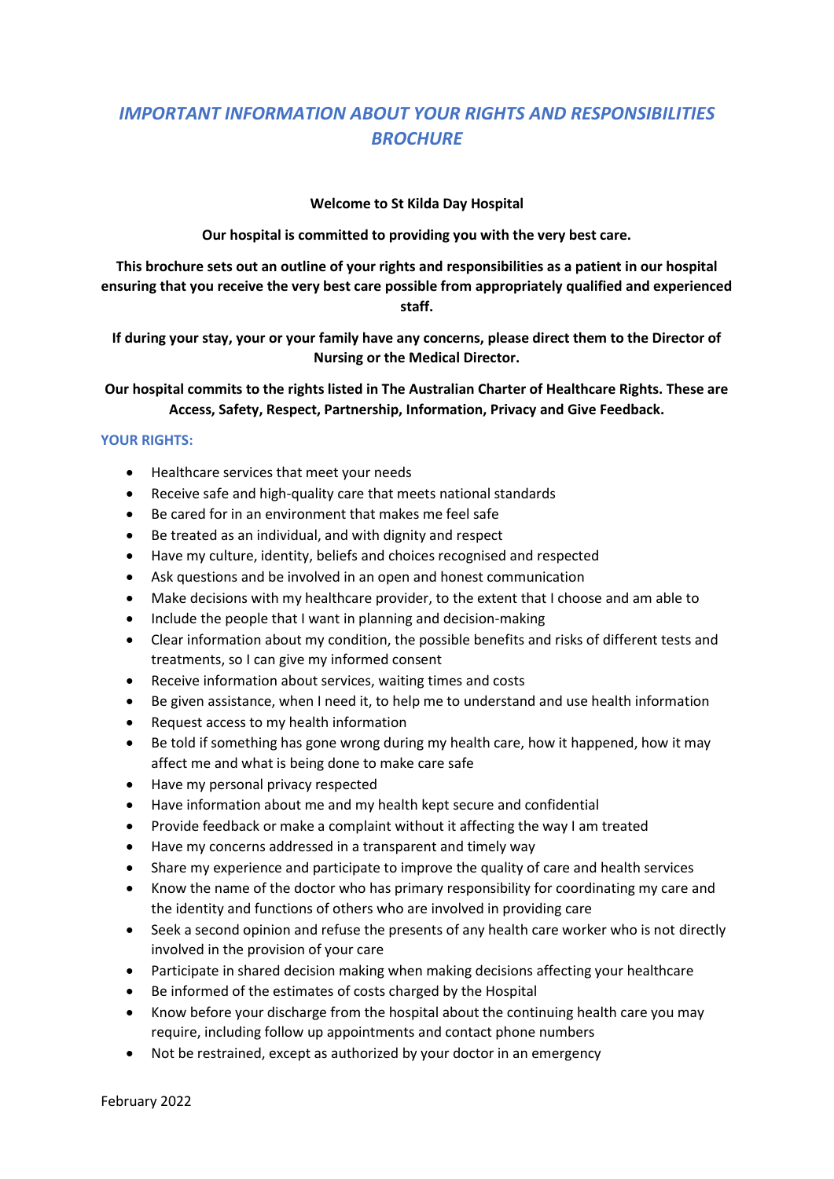# *IMPORTANT INFORMATION ABOUT YOUR RIGHTS AND RESPONSIBILITIES BROCHURE*

**Welcome to St Kilda Day Hospital**

**Our hospital is committed to providing you with the very best care.**

**This brochure sets out an outline of your rights and responsibilities as a patient in our hospital ensuring that you receive the very best care possible from appropriately qualified and experienced staff.**

**If during your stay, your or your family have any concerns, please direct them to the Director of Nursing or the Medical Director.**

**Our hospital commits to the rights listed in The Australian Charter of Healthcare Rights. These are Access, Safety, Respect, Partnership, Information, Privacy and Give Feedback.**

## YOUR RIGHTS:

- Healthcare services that meet your needs
- Receive safe and high-quality care that meets national standards
- Be cared for in an environment that makes me feel safe
- Be treated as an individual, and with dignity and respect
- Have my culture, identity, beliefs and choices recognised and respected
- Ask questions and be involved in an open and honest communication
- Make decisions with my healthcare provider, to the extent that I choose and am able to
- Include the people that I want in planning and decision-making
- Clear information about my condition, the possible benefits and risks of different tests and treatments, so I can give my informed consent
- Receive information about services, waiting times and costs
- Be given assistance, when I need it, to help me to understand and use health information
- Request access to my health information
- Be told if something has gone wrong during my health care, how it happened, how it may affect me and what is being done to make care safe
- Have my personal privacy respected
- Have information about me and my health kept secure and confidential
- Provide feedback or make a complaint without it affecting the way I am treated
- Have my concerns addressed in a transparent and timely way
- Share my experience and participate to improve the quality of care and health services
- Know the name of the doctor who has primary responsibility for coordinating my care and the identity and functions of others who are involved in providing care
- Seek a second opinion and refuse the presents of any health care worker who is not directly involved in the provision of your care
- Participate in shared decision making when making decisions affecting your healthcare
- Be informed of the estimates of costs charged by the Hospital
- Know before your discharge from the hospital about the continuing health care you may require, including follow up appointments and contact phone numbers
- Not be restrained, except as authorized by your doctor in an emergency

February 2022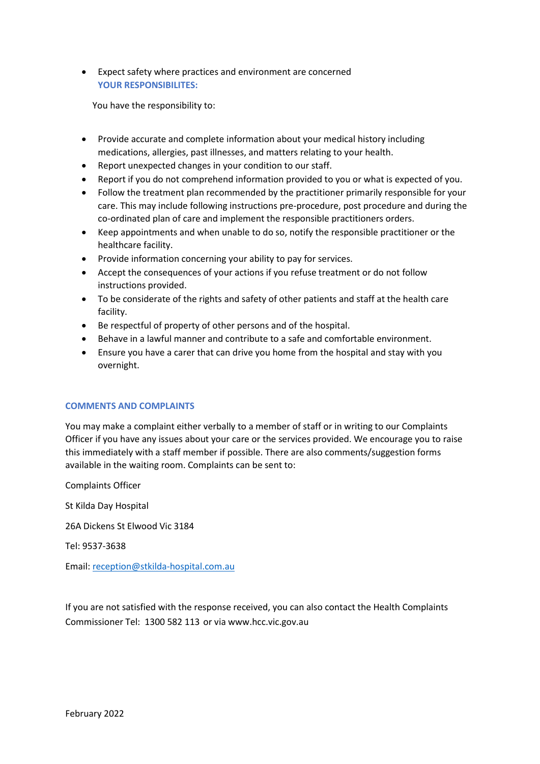- Expect safety where practices and environment are concerned

### YOUR RESPONSIBILITES:

You have the responsibility to:

- Provide accurate and complete information about your medical history including medications, allergies, past illnesses, and matters relating to your health.
- Report unexpected changes in your condition to our staff.
- Report if you do not comprehend information provided to you or what is expected of you.
- Follow the treatment plan recommended by the practitioner primarily responsible for your care. This may include following instructions pre-procedure, post procedure and during the co-ordinated plan of care and implement the responsible practitioners orders.
- Keep appointments and when unable to do so, notify the responsible practitioner or the healthcare facility.
- Provide information concerning your ability to pay for services.
- Accept the consequences of your actions if you refuse treatment or do not follow instructions provided.
- To be considerate of the rights and safety of other patients and staff at the health care facility.
- Be respectful of property of other persons and of the hospital.
- Behave in a lawful manner and contribute to a safe and comfortable environment.
- Ensure you have a carer that can drive you home from the hospital and stay with you overnight.

### COMMENTS AND COMPLAINTS

You may make a complaint either verbally to a member of staff or in writing to our Complaints Officer if you have any issues about your care or the services provided. We encourage you to raise this immediately with a staff member if possible. There are also comments/suggestion forms available in the waiting room. Complaints can be sent to:

Complaints Officer

St Kilda Day Hospital

26A Dickens St Elwood Vic 3184

Tel: 9537-3638

Email: reception@stkilda-hospital.com.au

If you are not satisfied with the response received, you can also contact the Health Complaints Commissioner Tel: 1300 582 113 or via www.hcc.vic.gov.au

February 2022